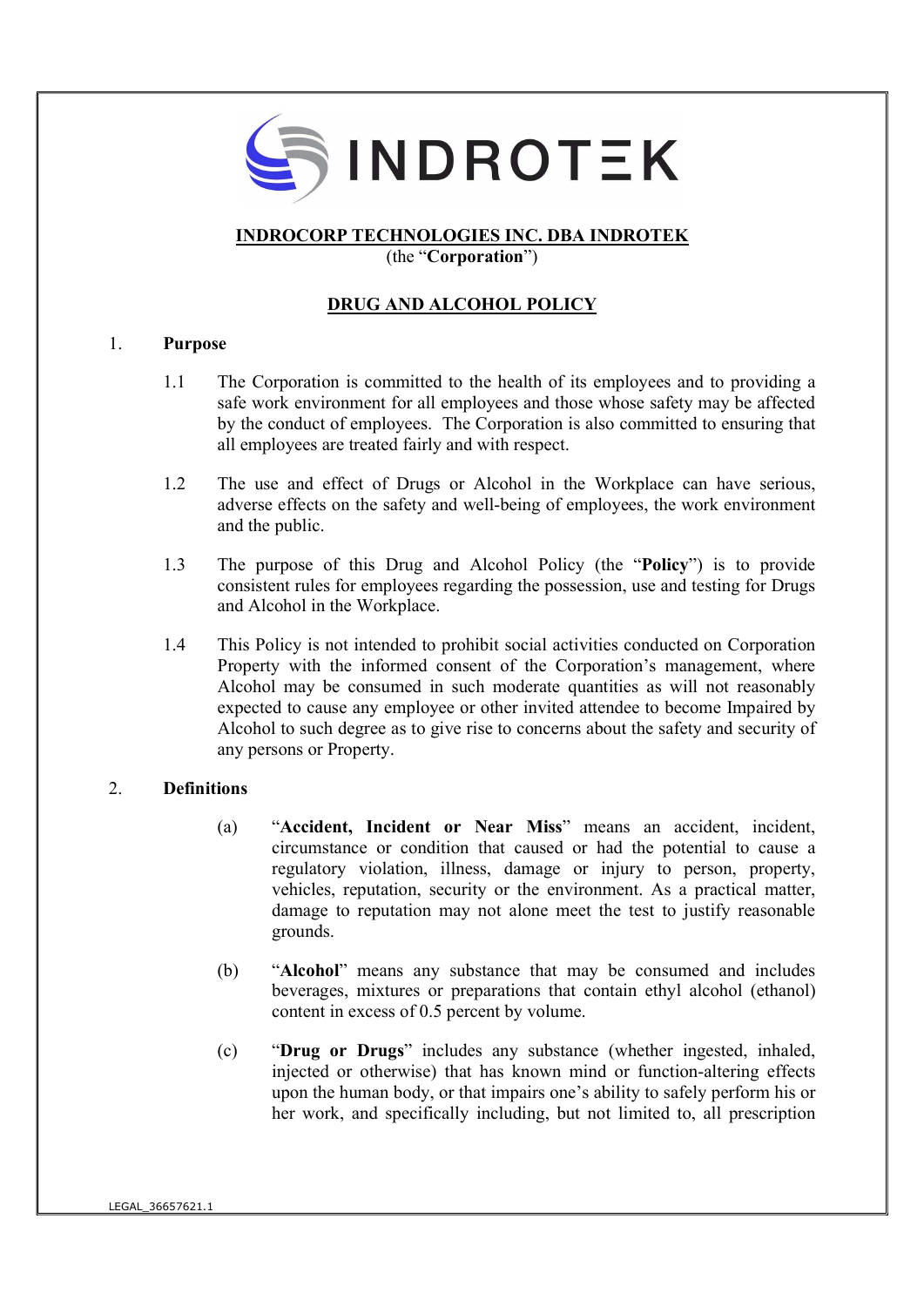**INDROCORP TECHNOLOGIES INC. DBA INDROTEK**
(the "**Corporation**")

# DRUG AND ALCOHOL POLICY

## 1. Purpose

1.1 The Corporation is committed to the health of its employees and to providing a safe work environment for all employees and those whose safety may be affected by the conduct of employees. The Corporation is also committed to ensuring that all employees are treated fairly and with respect.

1.2 The use and effect of Drugs or Alcohol in the Workplace can have serious, adverse effects on the safety and well-being of employees, the work environment and the public.

1.3 The purpose of this Drug and Alcohol Policy (the "**Policy**") is to provide consistent rules for employees regarding the possession, use and testing for Drugs and Alcohol in the Workplace.

1.4 This Policy is not intended to prohibit social activities conducted on Corporation Property with the informed consent of the Corporation's management, where Alcohol may be consumed in such moderate quantities as will not reasonably expected to cause any employee or other invited attendee to become Impaired by Alcohol to such degree as to give rise to concerns about the safety and security of any persons or Property.

## 2. Definitions

(a) "**Accident, Incident or Near Miss**" means an accident, incident, circumstance or condition that caused or had the potential to cause a regulatory violation, illness, damage or injury to person, property, vehicles, reputation, security or the environment. As a practical matter, damage to reputation may not alone meet the test to justify reasonable grounds.

(b) "**Alcohol**" means any substance that may be consumed and includes beverages, mixtures or preparations that contain ethyl alcohol (ethanol) content in excess of 0.5 percent by volume.

(c) "**Drug or Drugs**" includes any substance (whether ingested, inhaled, injected or otherwise) that has known mind or function-altering effects upon the human body, or that impairs one's ability to safely perform his or her work, and specifically including, but not limited to, all prescription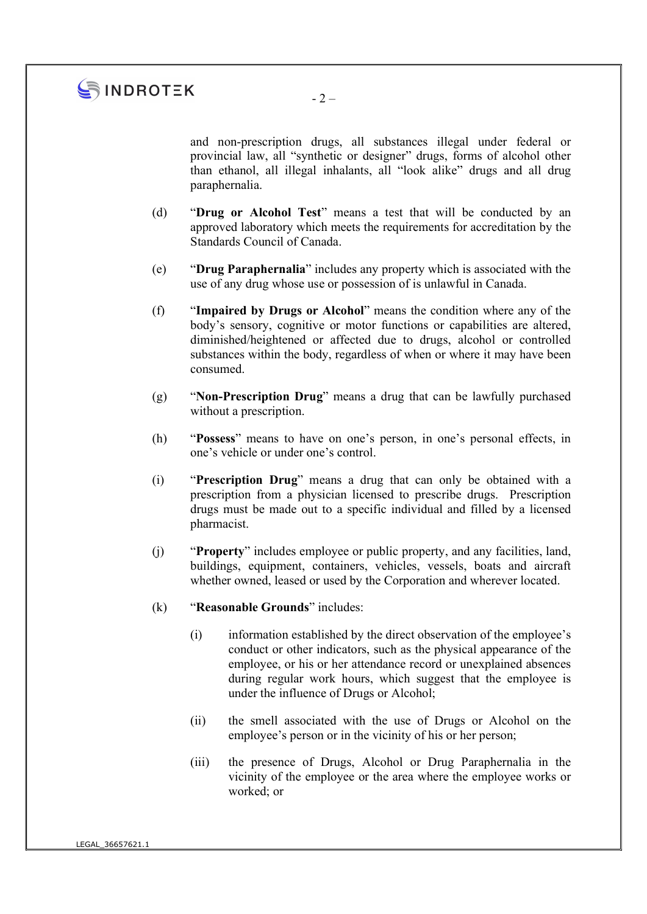and non-prescription drugs, all substances illegal under federal or provincial law, all "synthetic or designer" drugs, forms of alcohol other than ethanol, all illegal inhalants, all "look alike" drugs and all drug paraphernalia.

(d) "**Drug or Alcohol Test**" means a test that will be conducted by an approved laboratory which meets the requirements for accreditation by the Standards Council of Canada.

(e) "**Drug Paraphernalia**" includes any property which is associated with the use of any drug whose use or possession of is unlawful in Canada.

(f) "**Impaired by Drugs or Alcohol**" means the condition where any of the body's sensory, cognitive or motor functions or capabilities are altered, diminished/heightened or affected due to drugs, alcohol or controlled substances within the body, regardless of when or where it may have been consumed.

(g) "**Non-Prescription Drug**" means a drug that can be lawfully purchased without a prescription.

(h) "**Possess**" means to have on one's person, in one's personal effects, in one's vehicle or under one's control.

(i) "**Prescription Drug**" means a drug that can only be obtained with a prescription from a physician licensed to prescribe drugs. Prescription drugs must be made out to a specific individual and filled by a licensed pharmacist.

(j) "**Property**" includes employee or public property, and any facilities, land, buildings, equipment, containers, vehicles, vessels, boats and aircraft whether owned, leased or used by the Corporation and wherever located.

(k) "**Reasonable Grounds**" includes:

(i) information established by the direct observation of the employee's conduct or other indicators, such as the physical appearance of the employee, or his or her attendance record or unexplained absences during regular work hours, which suggest that the employee is under the influence of Drugs or Alcohol;

(ii) the smell associated with the use of Drugs or Alcohol on the employee's person or in the vicinity of his or her person;

(iii) the presence of Drugs, Alcohol or Drug Paraphernalia in the vicinity of the employee or the area where the employee works or worked; or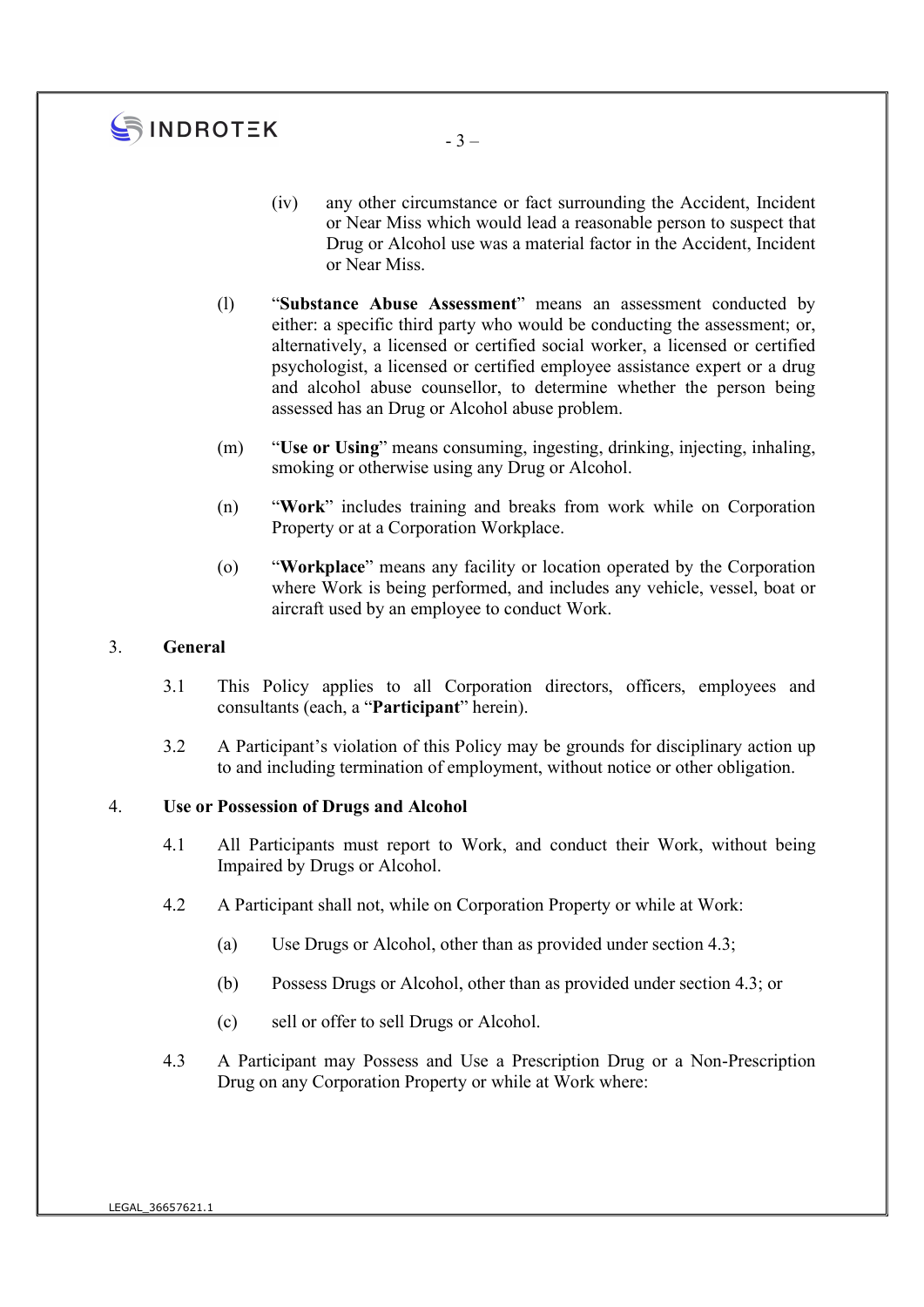(iv) any other circumstance or fact surrounding the Accident, Incident or Near Miss which would lead a reasonable person to suspect that Drug or Alcohol use was a material factor in the Accident, Incident or Near Miss.

(l) "**Substance Abuse Assessment**" means an assessment conducted by either: a specific third party who would be conducting the assessment; or, alternatively, a licensed or certified social worker, a licensed or certified psychologist, a licensed or certified employee assistance expert or a drug and alcohol abuse counsellor, to determine whether the person being assessed has an Drug or Alcohol abuse problem.

(m) "**Use or Using**" means consuming, ingesting, drinking, injecting, inhaling, smoking or otherwise using any Drug or Alcohol.

(n) "**Work**" includes training and breaks from work while on Corporation Property or at a Corporation Workplace.

(o) "**Workplace**" means any facility or location operated by the Corporation where Work is being performed, and includes any vehicle, vessel, boat or aircraft used by an employee to conduct Work.

## 3. General

3.1 This Policy applies to all Corporation directors, officers, employees and consultants (each, a "**Participant**" herein).

3.2 A Participant's violation of this Policy may be grounds for disciplinary action up to and including termination of employment, without notice or other obligation.

## 4. Use or Possession of Drugs and Alcohol

4.1 All Participants must report to Work, and conduct their Work, without being Impaired by Drugs or Alcohol.

4.2 A Participant shall not, while on Corporation Property or while at Work:

(a) Use Drugs or Alcohol, other than as provided under section 4.3;

(b) Possess Drugs or Alcohol, other than as provided under section 4.3; or

(c) sell or offer to sell Drugs or Alcohol.

4.3 A Participant may Possess and Use a Prescription Drug or a Non-Prescription Drug on any Corporation Property or while at Work where: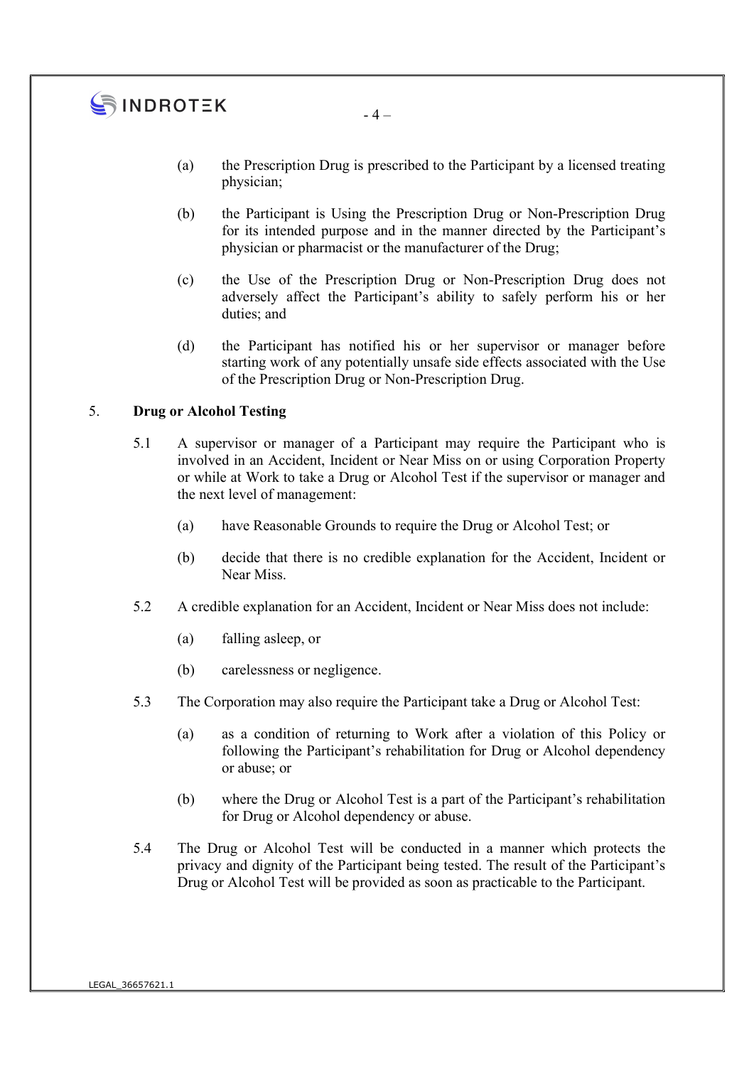(a) the Prescription Drug is prescribed to the Participant by a licensed treating physician;

(b) the Participant is Using the Prescription Drug or Non-Prescription Drug for its intended purpose and in the manner directed by the Participant's physician or pharmacist or the manufacturer of the Drug;

(c) the Use of the Prescription Drug or Non-Prescription Drug does not adversely affect the Participant's ability to safely perform his or her duties; and

(d) the Participant has notified his or her supervisor or manager before starting work of any potentially unsafe side effects associated with the Use of the Prescription Drug or Non-Prescription Drug.

## 5. Drug or Alcohol Testing

5.1 A supervisor or manager of a Participant may require the Participant who is involved in an Accident, Incident or Near Miss on or using Corporation Property or while at Work to take a Drug or Alcohol Test if the supervisor or manager and the next level of management:

(a) have Reasonable Grounds to require the Drug or Alcohol Test; or

(b) decide that there is no credible explanation for the Accident, Incident or Near Miss.

5.2 A credible explanation for an Accident, Incident or Near Miss does not include:

(a) falling asleep, or

(b) carelessness or negligence.

5.3 The Corporation may also require the Participant take a Drug or Alcohol Test:

(a) as a condition of returning to Work after a violation of this Policy or following the Participant's rehabilitation for Drug or Alcohol dependency or abuse; or

(b) where the Drug or Alcohol Test is a part of the Participant's rehabilitation for Drug or Alcohol dependency or abuse.

5.4 The Drug or Alcohol Test will be conducted in a manner which protects the privacy and dignity of the Participant being tested. The result of the Participant's Drug or Alcohol Test will be provided as soon as practicable to the Participant.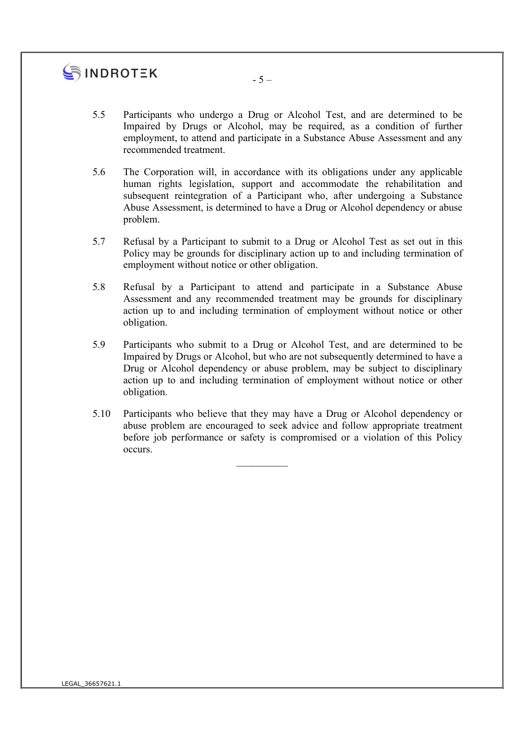5.5 Participants who undergo a Drug or Alcohol Test, and are determined to be Impaired by Drugs or Alcohol, may be required, as a condition of further employment, to attend and participate in a Substance Abuse Assessment and any recommended treatment.

5.6 The Corporation will, in accordance with its obligations under any applicable human rights legislation, support and accommodate the rehabilitation and subsequent reintegration of a Participant who, after undergoing a Substance Abuse Assessment, is determined to have a Drug or Alcohol dependency or abuse problem.

5.7 Refusal by a Participant to submit to a Drug or Alcohol Test as set out in this Policy may be grounds for disciplinary action up to and including termination of employment without notice or other obligation.

5.8 Refusal by a Participant to attend and participate in a Substance Abuse Assessment and any recommended treatment may be grounds for disciplinary action up to and including termination of employment without notice or other obligation.

5.9 Participants who submit to a Drug or Alcohol Test, and are determined to be Impaired by Drugs or Alcohol, but who are not subsequently determined to have a Drug or Alcohol dependency or abuse problem, may be subject to disciplinary action up to and including termination of employment without notice or other obligation.

5.10 Participants who believe that they may have a Drug or Alcohol dependency or abuse problem are encouraged to seek advice and follow appropriate treatment before job performance or safety is compromised or a violation of this Policy occurs.

\_\_\_\_\_\_\_\_\_\_